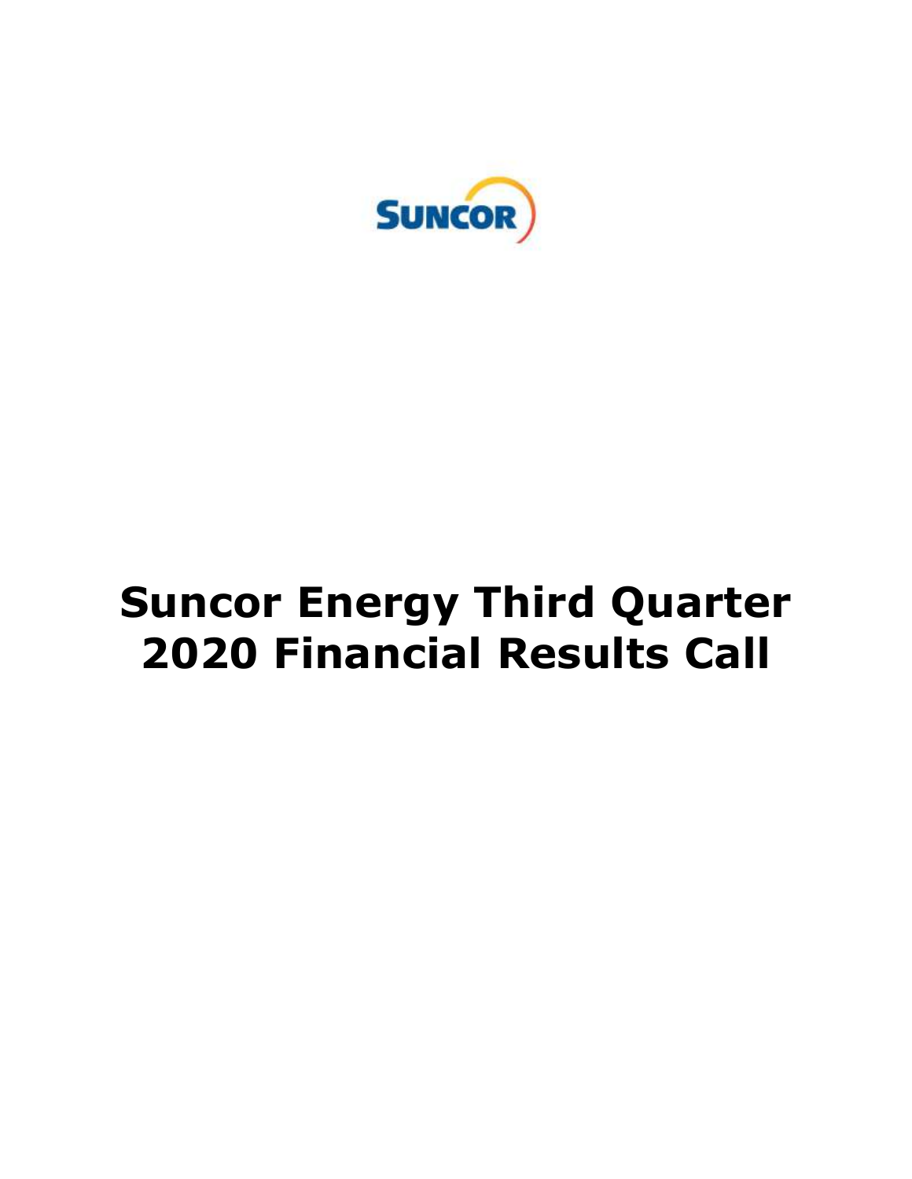SUNCOR

# Suncor Energy Third Quarter 2020 Financial Results Call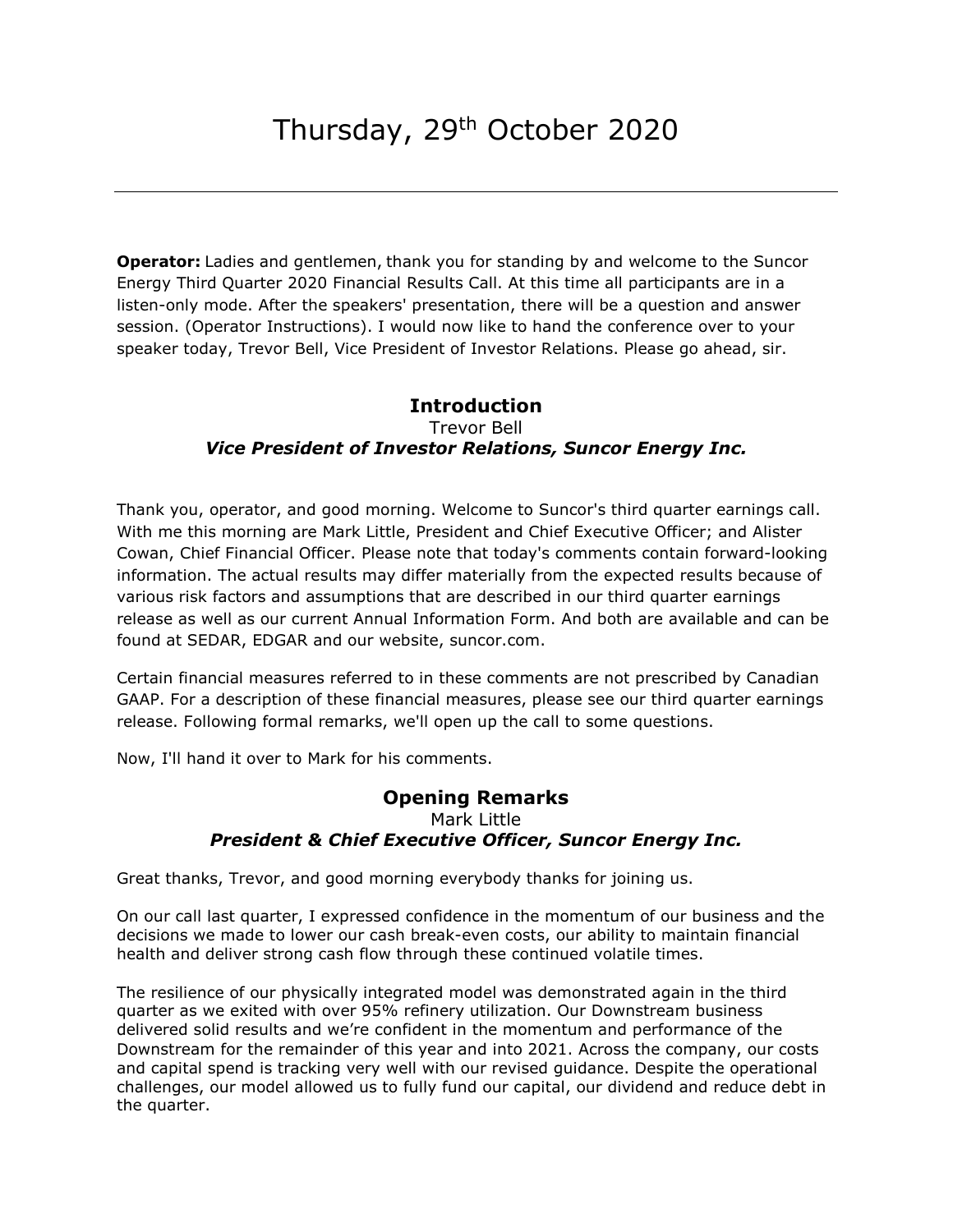# Thursday, 29th October 2020

---

**Operator:** Ladies and gentlemen, thank you for standing by and welcome to the Suncor Energy Third Quarter 2020 Financial Results Call. At this time all participants are in a listen-only mode. After the speakers' presentation, there will be a question and answer session. (Operator Instructions). I would now like to hand the conference over to your speaker today, Trevor Bell, Vice President of Investor Relations. Please go ahead, sir.

## Introduction

Trevor Bell
***Vice President of Investor Relations, Suncor Energy Inc.***

Thank you, operator, and good morning. Welcome to Suncor's third quarter earnings call. With me this morning are Mark Little, President and Chief Executive Officer; and Alister Cowan, Chief Financial Officer. Please note that today's comments contain forward-looking information. The actual results may differ materially from the expected results because of various risk factors and assumptions that are described in our third quarter earnings release as well as our current Annual Information Form. And both are available and can be found at SEDAR, EDGAR and our website, suncor.com.

Certain financial measures referred to in these comments are not prescribed by Canadian GAAP. For a description of these financial measures, please see our third quarter earnings release. Following formal remarks, we'll open up the call to some questions.

Now, I'll hand it over to Mark for his comments.

## Opening Remarks

Mark Little
***President & Chief Executive Officer, Suncor Energy Inc.***

Great thanks, Trevor, and good morning everybody thanks for joining us.

On our call last quarter, I expressed confidence in the momentum of our business and the decisions we made to lower our cash break-even costs, our ability to maintain financial health and deliver strong cash flow through these continued volatile times.

The resilience of our physically integrated model was demonstrated again in the third quarter as we exited with over 95% refinery utilization. Our Downstream business delivered solid results and we're confident in the momentum and performance of the Downstream for the remainder of this year and into 2021. Across the company, our costs and capital spend is tracking very well with our revised guidance. Despite the operational challenges, our model allowed us to fully fund our capital, our dividend and reduce debt in the quarter.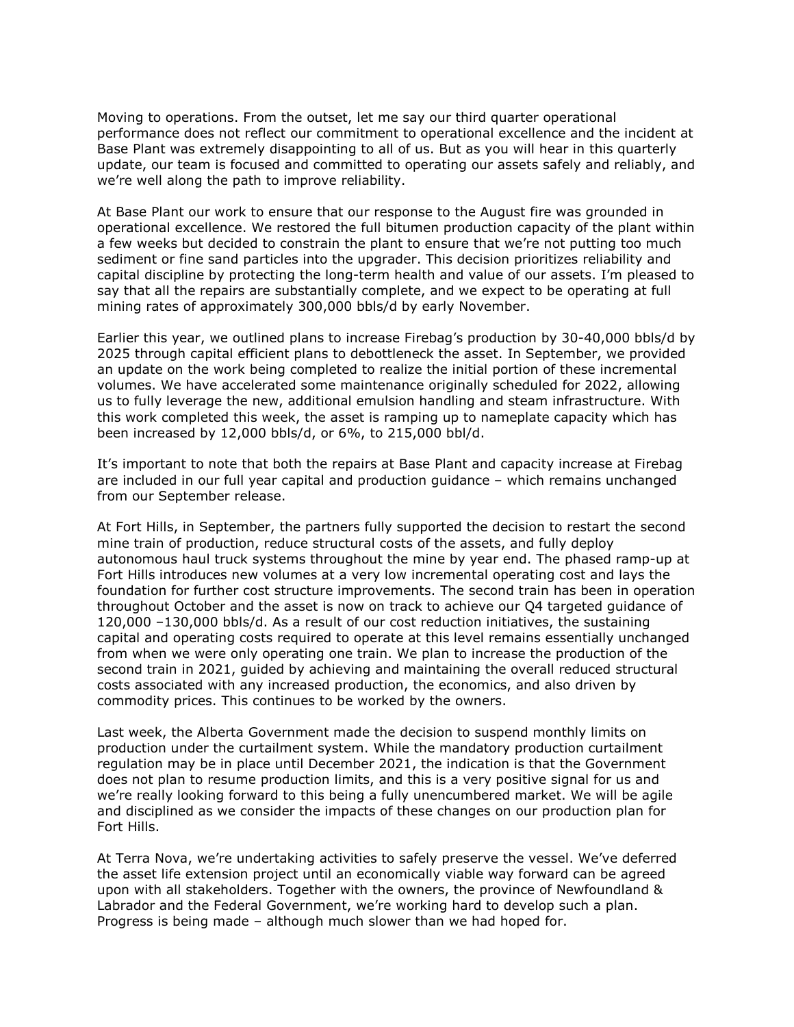Moving to operations. From the outset, let me say our third quarter operational performance does not reflect our commitment to operational excellence and the incident at Base Plant was extremely disappointing to all of us. But as you will hear in this quarterly update, our team is focused and committed to operating our assets safely and reliably, and we're well along the path to improve reliability.

At Base Plant our work to ensure that our response to the August fire was grounded in operational excellence. We restored the full bitumen production capacity of the plant within a few weeks but decided to constrain the plant to ensure that we're not putting too much sediment or fine sand particles into the upgrader. This decision prioritizes reliability and capital discipline by protecting the long-term health and value of our assets. I'm pleased to say that all the repairs are substantially complete, and we expect to be operating at full mining rates of approximately 300,000 bbls/d by early November.

Earlier this year, we outlined plans to increase Firebag's production by 30-40,000 bbls/d by 2025 through capital efficient plans to debottleneck the asset. In September, we provided an update on the work being completed to realize the initial portion of these incremental volumes. We have accelerated some maintenance originally scheduled for 2022, allowing us to fully leverage the new, additional emulsion handling and steam infrastructure. With this work completed this week, the asset is ramping up to nameplate capacity which has been increased by 12,000 bbls/d, or 6%, to 215,000 bbl/d.

It's important to note that both the repairs at Base Plant and capacity increase at Firebag are included in our full year capital and production guidance – which remains unchanged from our September release.

At Fort Hills, in September, the partners fully supported the decision to restart the second mine train of production, reduce structural costs of the assets, and fully deploy autonomous haul truck systems throughout the mine by year end. The phased ramp-up at Fort Hills introduces new volumes at a very low incremental operating cost and lays the foundation for further cost structure improvements. The second train has been in operation throughout October and the asset is now on track to achieve our Q4 targeted guidance of 120,000 –130,000 bbls/d. As a result of our cost reduction initiatives, the sustaining capital and operating costs required to operate at this level remains essentially unchanged from when we were only operating one train. We plan to increase the production of the second train in 2021, guided by achieving and maintaining the overall reduced structural costs associated with any increased production, the economics, and also driven by commodity prices. This continues to be worked by the owners.

Last week, the Alberta Government made the decision to suspend monthly limits on production under the curtailment system. While the mandatory production curtailment regulation may be in place until December 2021, the indication is that the Government does not plan to resume production limits, and this is a very positive signal for us and we're really looking forward to this being a fully unencumbered market. We will be agile and disciplined as we consider the impacts of these changes on our production plan for Fort Hills.

At Terra Nova, we're undertaking activities to safely preserve the vessel. We've deferred the asset life extension project until an economically viable way forward can be agreed upon with all stakeholders. Together with the owners, the province of Newfoundland & Labrador and the Federal Government, we're working hard to develop such a plan. Progress is being made – although much slower than we had hoped for.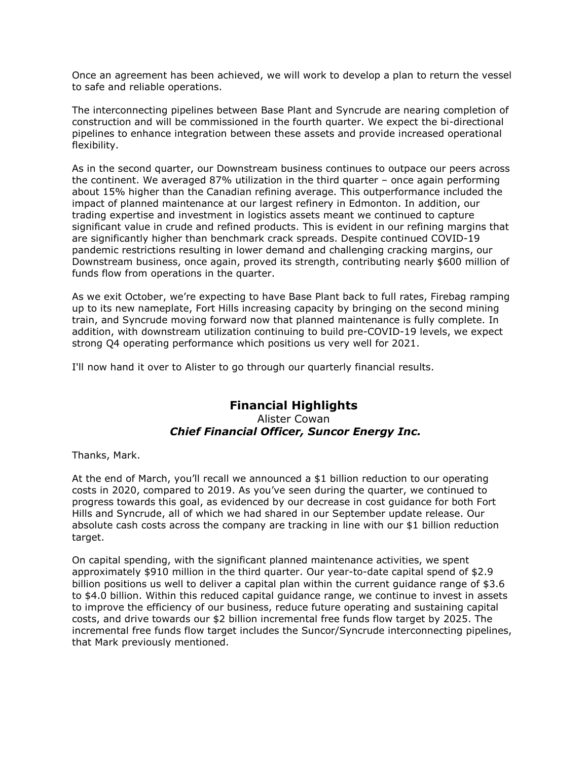Once an agreement has been achieved, we will work to develop a plan to return the vessel to safe and reliable operations.

The interconnecting pipelines between Base Plant and Syncrude are nearing completion of construction and will be commissioned in the fourth quarter. We expect the bi-directional pipelines to enhance integration between these assets and provide increased operational flexibility.

As in the second quarter, our Downstream business continues to outpace our peers across the continent. We averaged 87% utilization in the third quarter – once again performing about 15% higher than the Canadian refining average. This outperformance included the impact of planned maintenance at our largest refinery in Edmonton. In addition, our trading expertise and investment in logistics assets meant we continued to capture significant value in crude and refined products. This is evident in our refining margins that are significantly higher than benchmark crack spreads. Despite continued COVID-19 pandemic restrictions resulting in lower demand and challenging cracking margins, our Downstream business, once again, proved its strength, contributing nearly $600 million of funds flow from operations in the quarter.

As we exit October, we're expecting to have Base Plant back to full rates, Firebag ramping up to its new nameplate, Fort Hills increasing capacity by bringing on the second mining train, and Syncrude moving forward now that planned maintenance is fully complete. In addition, with downstream utilization continuing to build pre-COVID-19 levels, we expect strong Q4 operating performance which positions us very well for 2021.

I'll now hand it over to Alister to go through our quarterly financial results.

## Financial Highlights

Alister Cowan
***Chief Financial Officer, Suncor Energy Inc.***

Thanks, Mark.

At the end of March, you'll recall we announced a $1 billion reduction to our operating costs in 2020, compared to 2019. As you've seen during the quarter, we continued to progress towards this goal, as evidenced by our decrease in cost guidance for both Fort Hills and Syncrude, all of which we had shared in our September update release. Our absolute cash costs across the company are tracking in line with our $1 billion reduction target.

On capital spending, with the significant planned maintenance activities, we spent approximately $910 million in the third quarter. Our year-to-date capital spend of $2.9 billion positions us well to deliver a capital plan within the current guidance range of $3.6 to $4.0 billion. Within this reduced capital guidance range, we continue to invest in assets to improve the efficiency of our business, reduce future operating and sustaining capital costs, and drive towards our $2 billion incremental free funds flow target by 2025. The incremental free funds flow target includes the Suncor/Syncrude interconnecting pipelines, that Mark previously mentioned.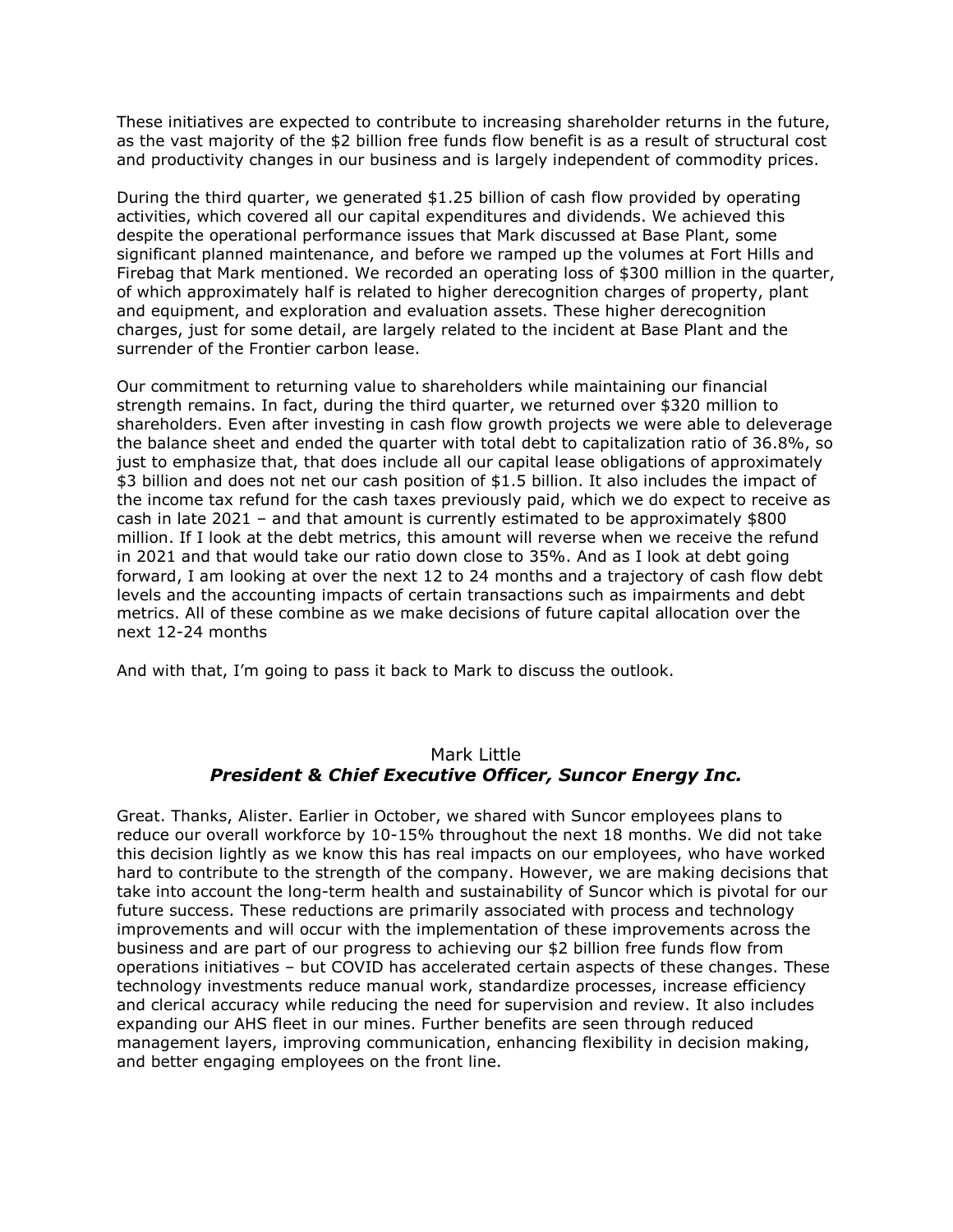These initiatives are expected to contribute to increasing shareholder returns in the future, as the vast majority of the $2 billion free funds flow benefit is as a result of structural cost and productivity changes in our business and is largely independent of commodity prices.

During the third quarter, we generated $1.25 billion of cash flow provided by operating activities, which covered all our capital expenditures and dividends. We achieved this despite the operational performance issues that Mark discussed at Base Plant, some significant planned maintenance, and before we ramped up the volumes at Fort Hills and Firebag that Mark mentioned. We recorded an operating loss of $300 million in the quarter, of which approximately half is related to higher derecognition charges of property, plant and equipment, and exploration and evaluation assets. These higher derecognition charges, just for some detail, are largely related to the incident at Base Plant and the surrender of the Frontier carbon lease.

Our commitment to returning value to shareholders while maintaining our financial strength remains. In fact, during the third quarter, we returned over $320 million to shareholders. Even after investing in cash flow growth projects we were able to deleverage the balance sheet and ended the quarter with total debt to capitalization ratio of 36.8%, so just to emphasize that, that does include all our capital lease obligations of approximately $3 billion and does not net our cash position of $1.5 billion. It also includes the impact of the income tax refund for the cash taxes previously paid, which we do expect to receive as cash in late 2021 – and that amount is currently estimated to be approximately $800 million. If I look at the debt metrics, this amount will reverse when we receive the refund in 2021 and that would take our ratio down close to 35%. And as I look at debt going forward, I am looking at over the next 12 to 24 months and a trajectory of cash flow debt levels and the accounting impacts of certain transactions such as impairments and debt metrics. All of these combine as we make decisions of future capital allocation over the next 12-24 months

And with that, I'm going to pass it back to Mark to discuss the outlook.

### Mark Little
### ***President & Chief Executive Officer, Suncor Energy Inc.***

Great. Thanks, Alister. Earlier in October, we shared with Suncor employees plans to reduce our overall workforce by 10-15% throughout the next 18 months. We did not take this decision lightly as we know this has real impacts on our employees, who have worked hard to contribute to the strength of the company. However, we are making decisions that take into account the long-term health and sustainability of Suncor which is pivotal for our future success. These reductions are primarily associated with process and technology improvements and will occur with the implementation of these improvements across the business and are part of our progress to achieving our $2 billion free funds flow from operations initiatives – but COVID has accelerated certain aspects of these changes. These technology investments reduce manual work, standardize processes, increase efficiency and clerical accuracy while reducing the need for supervision and review. It also includes expanding our AHS fleet in our mines. Further benefits are seen through reduced management layers, improving communication, enhancing flexibility in decision making, and better engaging employees on the front line.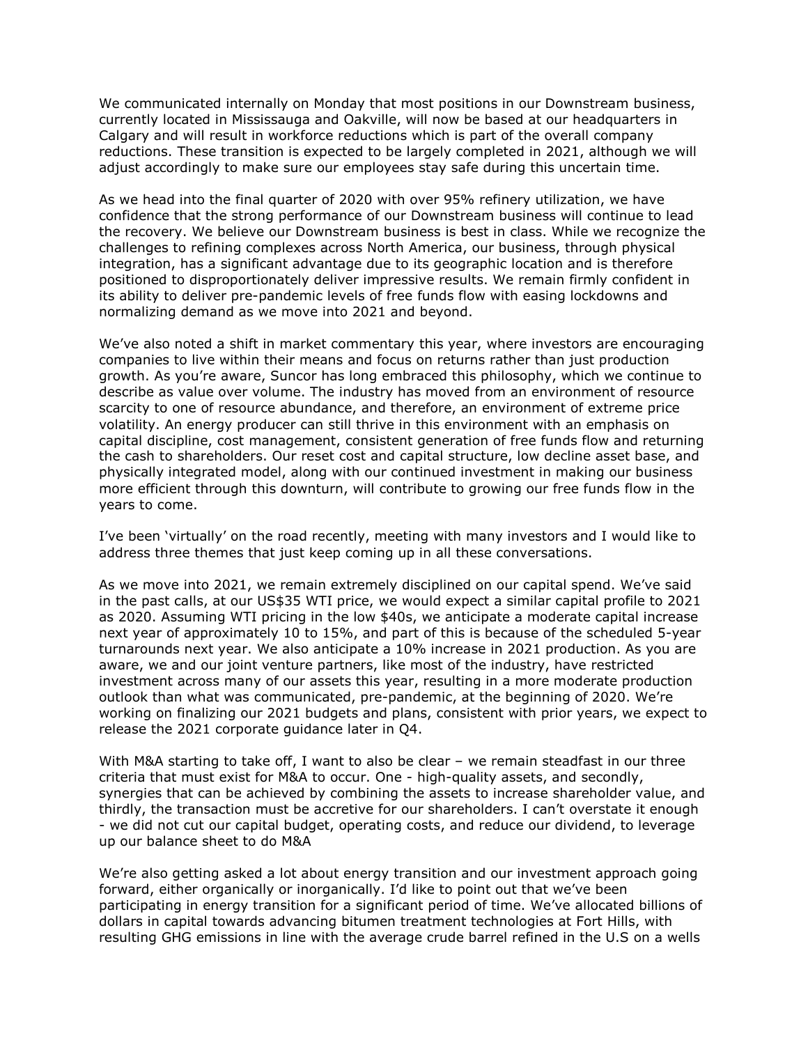We communicated internally on Monday that most positions in our Downstream business, currently located in Mississauga and Oakville, will now be based at our headquarters in Calgary and will result in workforce reductions which is part of the overall company reductions. These transition is expected to be largely completed in 2021, although we will adjust accordingly to make sure our employees stay safe during this uncertain time.

As we head into the final quarter of 2020 with over 95% refinery utilization, we have confidence that the strong performance of our Downstream business will continue to lead the recovery. We believe our Downstream business is best in class. While we recognize the challenges to refining complexes across North America, our business, through physical integration, has a significant advantage due to its geographic location and is therefore positioned to disproportionately deliver impressive results. We remain firmly confident in its ability to deliver pre-pandemic levels of free funds flow with easing lockdowns and normalizing demand as we move into 2021 and beyond.

We've also noted a shift in market commentary this year, where investors are encouraging companies to live within their means and focus on returns rather than just production growth. As you're aware, Suncor has long embraced this philosophy, which we continue to describe as value over volume. The industry has moved from an environment of resource scarcity to one of resource abundance, and therefore, an environment of extreme price volatility. An energy producer can still thrive in this environment with an emphasis on capital discipline, cost management, consistent generation of free funds flow and returning the cash to shareholders. Our reset cost and capital structure, low decline asset base, and physically integrated model, along with our continued investment in making our business more efficient through this downturn, will contribute to growing our free funds flow in the years to come.

I've been 'virtually' on the road recently, meeting with many investors and I would like to address three themes that just keep coming up in all these conversations.

As we move into 2021, we remain extremely disciplined on our capital spend. We've said in the past calls, at our US$35 WTI price, we would expect a similar capital profile to 2021 as 2020. Assuming WTI pricing in the low $40s, we anticipate a moderate capital increase next year of approximately 10 to 15%, and part of this is because of the scheduled 5-year turnarounds next year. We also anticipate a 10% increase in 2021 production. As you are aware, we and our joint venture partners, like most of the industry, have restricted investment across many of our assets this year, resulting in a more moderate production outlook than what was communicated, pre-pandemic, at the beginning of 2020. We're working on finalizing our 2021 budgets and plans, consistent with prior years, we expect to release the 2021 corporate guidance later in Q4.

With M&A starting to take off, I want to also be clear – we remain steadfast in our three criteria that must exist for M&A to occur. One - high-quality assets, and secondly, synergies that can be achieved by combining the assets to increase shareholder value, and thirdly, the transaction must be accretive for our shareholders. I can't overstate it enough - we did not cut our capital budget, operating costs, and reduce our dividend, to leverage up our balance sheet to do M&A

We're also getting asked a lot about energy transition and our investment approach going forward, either organically or inorganically. I'd like to point out that we've been participating in energy transition for a significant period of time. We've allocated billions of dollars in capital towards advancing bitumen treatment technologies at Fort Hills, with resulting GHG emissions in line with the average crude barrel refined in the U.S on a wells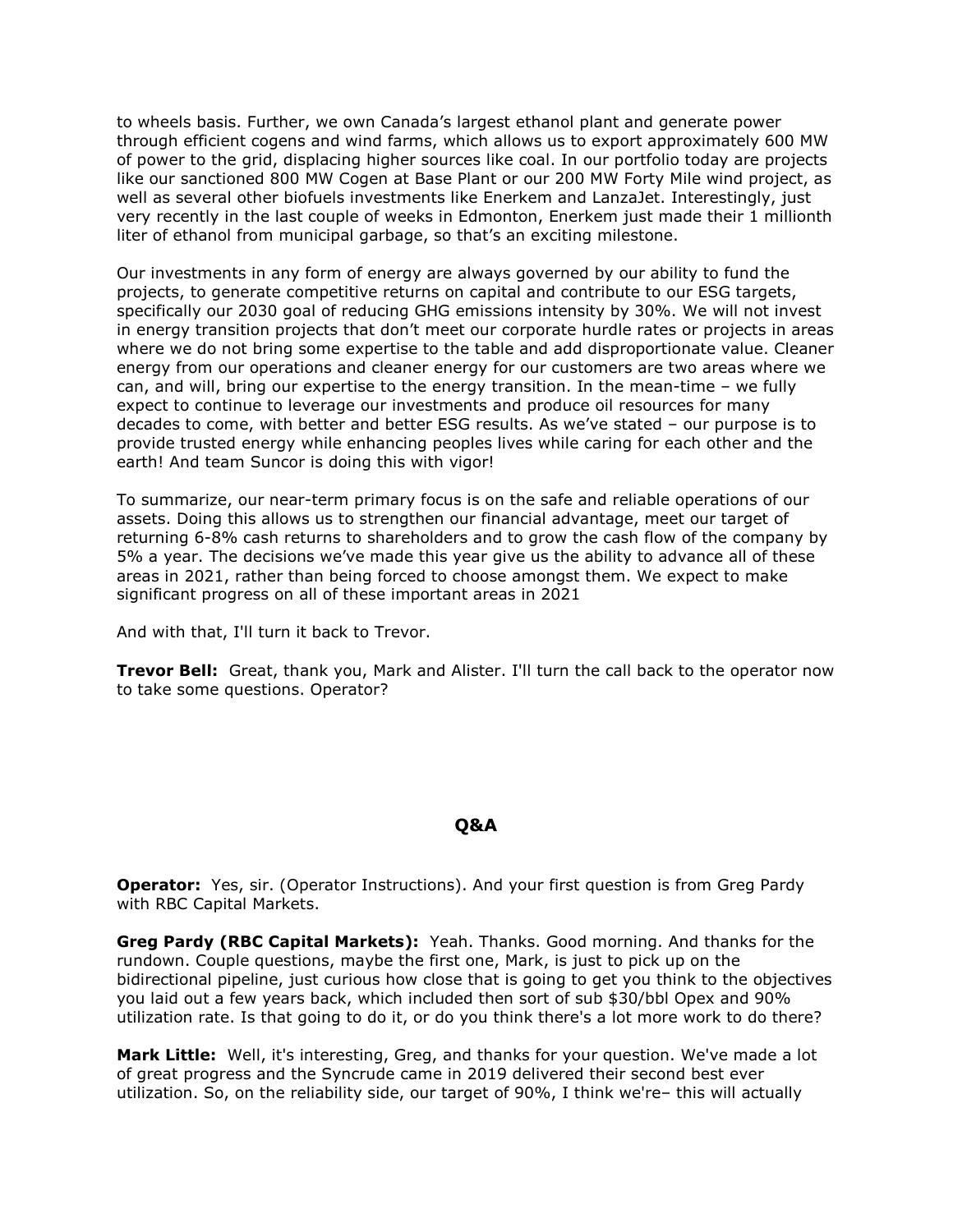to wheels basis. Further, we own Canada's largest ethanol plant and generate power through efficient cogens and wind farms, which allows us to export approximately 600 MW of power to the grid, displacing higher sources like coal. In our portfolio today are projects like our sanctioned 800 MW Cogen at Base Plant or our 200 MW Forty Mile wind project, as well as several other biofuels investments like Enerkem and LanzaJet. Interestingly, just very recently in the last couple of weeks in Edmonton, Enerkem just made their 1 millionth liter of ethanol from municipal garbage, so that's an exciting milestone.

Our investments in any form of energy are always governed by our ability to fund the projects, to generate competitive returns on capital and contribute to our ESG targets, specifically our 2030 goal of reducing GHG emissions intensity by 30%. We will not invest in energy transition projects that don't meet our corporate hurdle rates or projects in areas where we do not bring some expertise to the table and add disproportionate value. Cleaner energy from our operations and cleaner energy for our customers are two areas where we can, and will, bring our expertise to the energy transition. In the mean-time – we fully expect to continue to leverage our investments and produce oil resources for many decades to come, with better and better ESG results. As we've stated – our purpose is to provide trusted energy while enhancing peoples lives while caring for each other and the earth! And team Suncor is doing this with vigor!

To summarize, our near-term primary focus is on the safe and reliable operations of our assets. Doing this allows us to strengthen our financial advantage, meet our target of returning 6-8% cash returns to shareholders and to grow the cash flow of the company by 5% a year. The decisions we've made this year give us the ability to advance all of these areas in 2021, rather than being forced to choose amongst them. We expect to make significant progress on all of these important areas in 2021

And with that, I'll turn it back to Trevor.

**Trevor Bell:** Great, thank you, Mark and Alister. I'll turn the call back to the operator now to take some questions. Operator?

## Q&A

**Operator:** Yes, sir. (Operator Instructions). And your first question is from Greg Pardy with RBC Capital Markets.

**Greg Pardy (RBC Capital Markets):** Yeah. Thanks. Good morning. And thanks for the rundown. Couple questions, maybe the first one, Mark, is just to pick up on the bidirectional pipeline, just curious how close that is going to get you think to the objectives you laid out a few years back, which included then sort of sub $30/bbl Opex and 90% utilization rate. Is that going to do it, or do you think there's a lot more work to do there?

**Mark Little:** Well, it's interesting, Greg, and thanks for your question. We've made a lot of great progress and the Syncrude came in 2019 delivered their second best ever utilization. So, on the reliability side, our target of 90%, I think we're– this will actually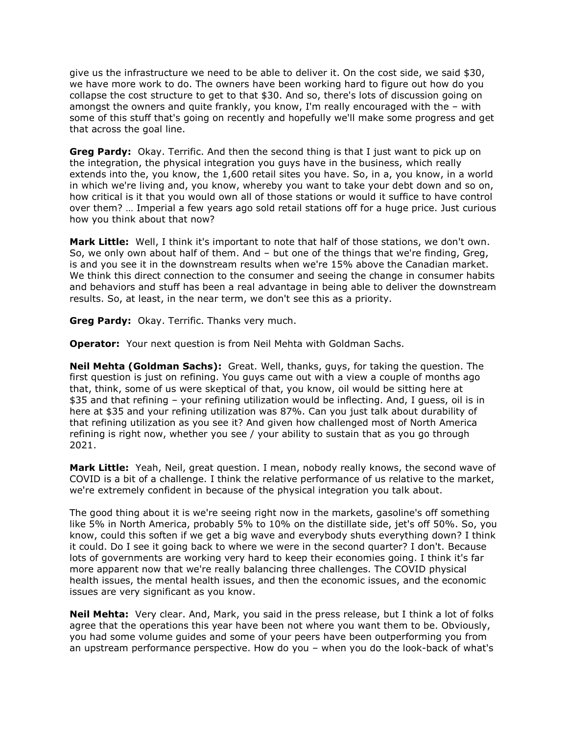give us the infrastructure we need to be able to deliver it. On the cost side, we said $30, we have more work to do. The owners have been working hard to figure out how do you collapse the cost structure to get to that $30. And so, there's lots of discussion going on amongst the owners and quite frankly, you know, I'm really encouraged with the – with some of this stuff that's going on recently and hopefully we'll make some progress and get that across the goal line.

**Greg Pardy:** Okay. Terrific. And then the second thing is that I just want to pick up on the integration, the physical integration you guys have in the business, which really extends into the, you know, the 1,600 retail sites you have. So, in a, you know, in a world in which we're living and, you know, whereby you want to take your debt down and so on, how critical is it that you would own all of those stations or would it suffice to have control over them? … Imperial a few years ago sold retail stations off for a huge price. Just curious how you think about that now?

**Mark Little:** Well, I think it's important to note that half of those stations, we don't own. So, we only own about half of them. And – but one of the things that we're finding, Greg, is and you see it in the downstream results when we're 15% above the Canadian market. We think this direct connection to the consumer and seeing the change in consumer habits and behaviors and stuff has been a real advantage in being able to deliver the downstream results. So, at least, in the near term, we don't see this as a priority.

**Greg Pardy:** Okay. Terrific. Thanks very much.

**Operator:** Your next question is from Neil Mehta with Goldman Sachs.

**Neil Mehta (Goldman Sachs):** Great. Well, thanks, guys, for taking the question. The first question is just on refining. You guys came out with a view a couple of months ago that, think, some of us were skeptical of that, you know, oil would be sitting here at $35 and that refining – your refining utilization would be inflecting. And, I guess, oil is in here at $35 and your refining utilization was 87%. Can you just talk about durability of that refining utilization as you see it? And given how challenged most of North America refining is right now, whether you see / your ability to sustain that as you go through 2021.

**Mark Little:** Yeah, Neil, great question. I mean, nobody really knows, the second wave of COVID is a bit of a challenge. I think the relative performance of us relative to the market, we're extremely confident in because of the physical integration you talk about.

The good thing about it is we're seeing right now in the markets, gasoline's off something like 5% in North America, probably 5% to 10% on the distillate side, jet's off 50%. So, you know, could this soften if we get a big wave and everybody shuts everything down? I think it could. Do I see it going back to where we were in the second quarter? I don't. Because lots of governments are working very hard to keep their economies going. I think it's far more apparent now that we're really balancing three challenges. The COVID physical health issues, the mental health issues, and then the economic issues, and the economic issues are very significant as you know.

**Neil Mehta:** Very clear. And, Mark, you said in the press release, but I think a lot of folks agree that the operations this year have been not where you want them to be. Obviously, you had some volume guides and some of your peers have been outperforming you from an upstream performance perspective. How do you – when you do the look-back of what's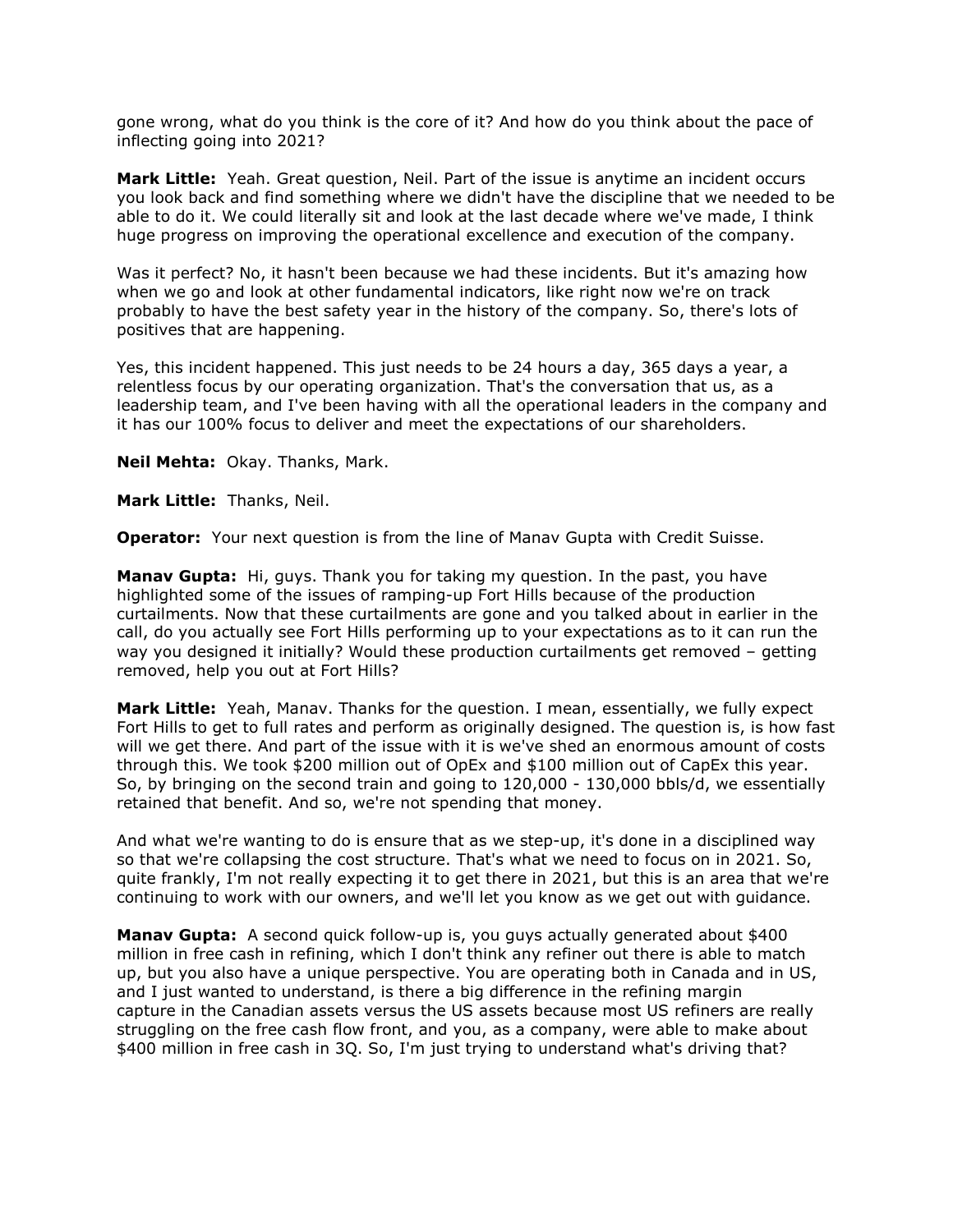gone wrong, what do you think is the core of it? And how do you think about the pace of inflecting going into 2021?

**Mark Little:** Yeah. Great question, Neil. Part of the issue is anytime an incident occurs you look back and find something where we didn't have the discipline that we needed to be able to do it. We could literally sit and look at the last decade where we've made, I think huge progress on improving the operational excellence and execution of the company.

Was it perfect? No, it hasn't been because we had these incidents. But it's amazing how when we go and look at other fundamental indicators, like right now we're on track probably to have the best safety year in the history of the company. So, there's lots of positives that are happening.

Yes, this incident happened. This just needs to be 24 hours a day, 365 days a year, a relentless focus by our operating organization. That's the conversation that us, as a leadership team, and I've been having with all the operational leaders in the company and it has our 100% focus to deliver and meet the expectations of our shareholders.

**Neil Mehta:** Okay. Thanks, Mark.

**Mark Little:** Thanks, Neil.

**Operator:** Your next question is from the line of Manav Gupta with Credit Suisse.

**Manav Gupta:** Hi, guys. Thank you for taking my question. In the past, you have highlighted some of the issues of ramping-up Fort Hills because of the production curtailments. Now that these curtailments are gone and you talked about in earlier in the call, do you actually see Fort Hills performing up to your expectations as to it can run the way you designed it initially? Would these production curtailments get removed – getting removed, help you out at Fort Hills?

**Mark Little:** Yeah, Manav. Thanks for the question. I mean, essentially, we fully expect Fort Hills to get to full rates and perform as originally designed. The question is, is how fast will we get there. And part of the issue with it is we've shed an enormous amount of costs through this. We took $200 million out of OpEx and $100 million out of CapEx this year. So, by bringing on the second train and going to 120,000 - 130,000 bbls/d, we essentially retained that benefit. And so, we're not spending that money.

And what we're wanting to do is ensure that as we step-up, it's done in a disciplined way so that we're collapsing the cost structure. That's what we need to focus on in 2021. So, quite frankly, I'm not really expecting it to get there in 2021, but this is an area that we're continuing to work with our owners, and we'll let you know as we get out with guidance.

**Manav Gupta:** A second quick follow-up is, you guys actually generated about $400 million in free cash in refining, which I don't think any refiner out there is able to match up, but you also have a unique perspective. You are operating both in Canada and in US, and I just wanted to understand, is there a big difference in the refining margin capture in the Canadian assets versus the US assets because most US refiners are really struggling on the free cash flow front, and you, as a company, were able to make about $400 million in free cash in 3Q. So, I'm just trying to understand what's driving that?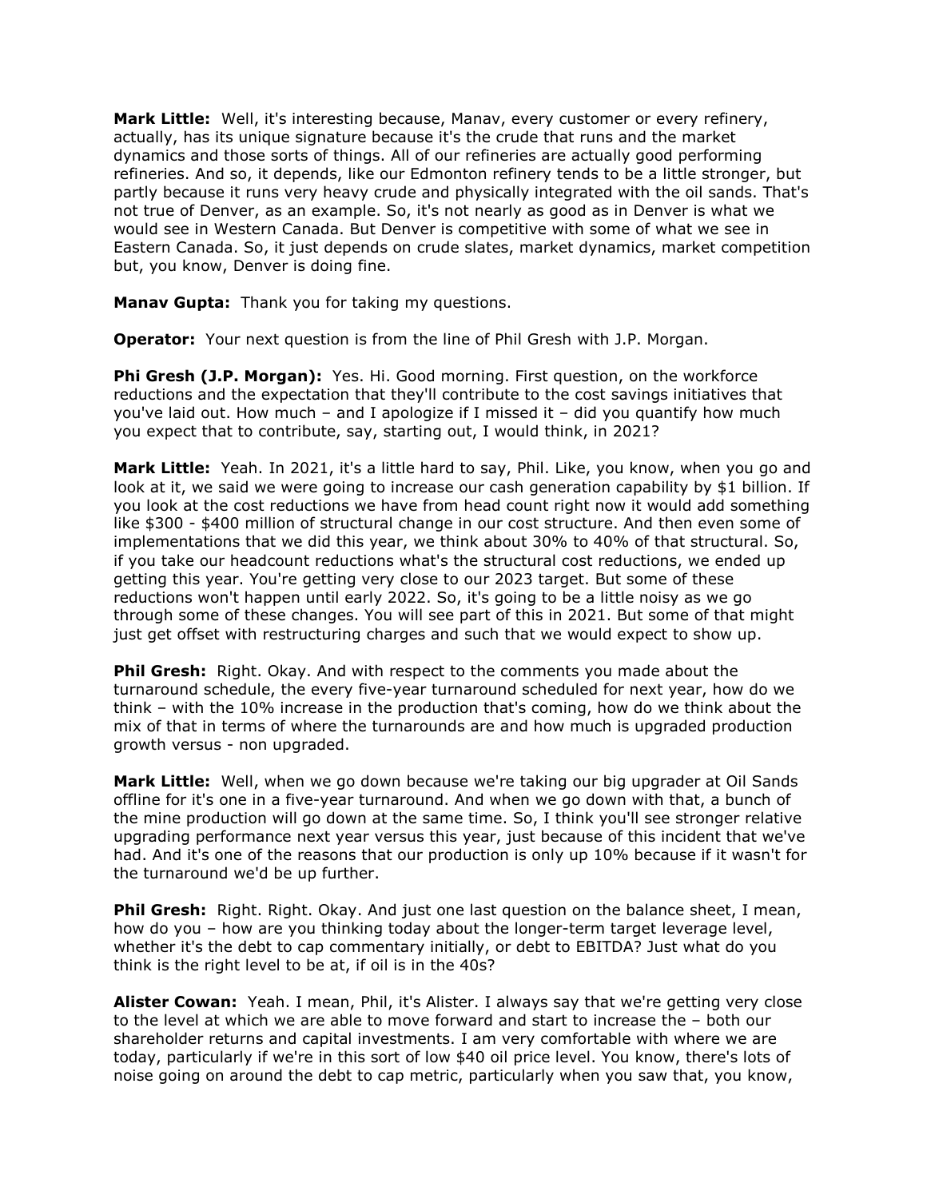**Mark Little:** Well, it's interesting because, Manav, every customer or every refinery, actually, has its unique signature because it's the crude that runs and the market dynamics and those sorts of things. All of our refineries are actually good performing refineries. And so, it depends, like our Edmonton refinery tends to be a little stronger, but partly because it runs very heavy crude and physically integrated with the oil sands. That's not true of Denver, as an example. So, it's not nearly as good as in Denver is what we would see in Western Canada. But Denver is competitive with some of what we see in Eastern Canada. So, it just depends on crude slates, market dynamics, market competition but, you know, Denver is doing fine.

**Manav Gupta:** Thank you for taking my questions.

**Operator:** Your next question is from the line of Phil Gresh with J.P. Morgan.

**Phi Gresh (J.P. Morgan):** Yes. Hi. Good morning. First question, on the workforce reductions and the expectation that they'll contribute to the cost savings initiatives that you've laid out. How much – and I apologize if I missed it – did you quantify how much you expect that to contribute, say, starting out, I would think, in 2021?

**Mark Little:** Yeah. In 2021, it's a little hard to say, Phil. Like, you know, when you go and look at it, we said we were going to increase our cash generation capability by $1 billion. If you look at the cost reductions we have from head count right now it would add something like $300 - $400 million of structural change in our cost structure. And then even some of implementations that we did this year, we think about 30% to 40% of that structural. So, if you take our headcount reductions what's the structural cost reductions, we ended up getting this year. You're getting very close to our 2023 target. But some of these reductions won't happen until early 2022. So, it's going to be a little noisy as we go through some of these changes. You will see part of this in 2021. But some of that might just get offset with restructuring charges and such that we would expect to show up.

**Phil Gresh:** Right. Okay. And with respect to the comments you made about the turnaround schedule, the every five-year turnaround scheduled for next year, how do we think – with the 10% increase in the production that's coming, how do we think about the mix of that in terms of where the turnarounds are and how much is upgraded production growth versus - non upgraded.

**Mark Little:** Well, when we go down because we're taking our big upgrader at Oil Sands offline for it's one in a five-year turnaround. And when we go down with that, a bunch of the mine production will go down at the same time. So, I think you'll see stronger relative upgrading performance next year versus this year, just because of this incident that we've had. And it's one of the reasons that our production is only up 10% because if it wasn't for the turnaround we'd be up further.

**Phil Gresh:** Right. Right. Okay. And just one last question on the balance sheet, I mean, how do you – how are you thinking today about the longer-term target leverage level, whether it's the debt to cap commentary initially, or debt to EBITDA? Just what do you think is the right level to be at, if oil is in the 40s?

**Alister Cowan:** Yeah. I mean, Phil, it's Alister. I always say that we're getting very close to the level at which we are able to move forward and start to increase the – both our shareholder returns and capital investments. I am very comfortable with where we are today, particularly if we're in this sort of low $40 oil price level. You know, there's lots of noise going on around the debt to cap metric, particularly when you saw that, you know,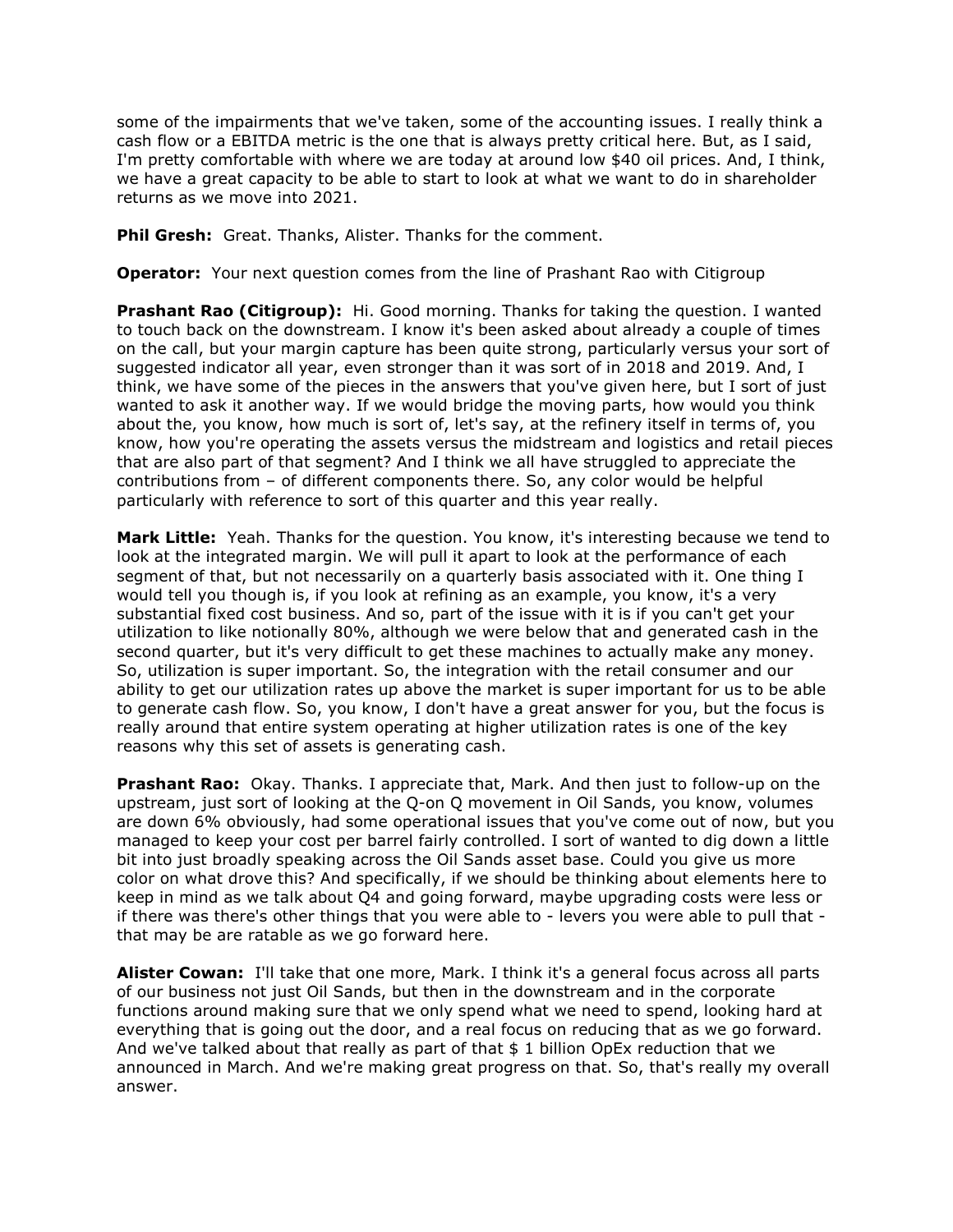some of the impairments that we've taken, some of the accounting issues. I really think a cash flow or a EBITDA metric is the one that is always pretty critical here. But, as I said, I'm pretty comfortable with where we are today at around low $40 oil prices. And, I think, we have a great capacity to be able to start to look at what we want to do in shareholder returns as we move into 2021.

**Phil Gresh:** Great. Thanks, Alister. Thanks for the comment.

**Operator:** Your next question comes from the line of Prashant Rao with Citigroup

**Prashant Rao (Citigroup):** Hi. Good morning. Thanks for taking the question. I wanted to touch back on the downstream. I know it's been asked about already a couple of times on the call, but your margin capture has been quite strong, particularly versus your sort of suggested indicator all year, even stronger than it was sort of in 2018 and 2019. And, I think, we have some of the pieces in the answers that you've given here, but I sort of just wanted to ask it another way. If we would bridge the moving parts, how would you think about the, you know, how much is sort of, let's say, at the refinery itself in terms of, you know, how you're operating the assets versus the midstream and logistics and retail pieces that are also part of that segment? And I think we all have struggled to appreciate the contributions from – of different components there. So, any color would be helpful particularly with reference to sort of this quarter and this year really.

**Mark Little:** Yeah. Thanks for the question. You know, it's interesting because we tend to look at the integrated margin. We will pull it apart to look at the performance of each segment of that, but not necessarily on a quarterly basis associated with it. One thing I would tell you though is, if you look at refining as an example, you know, it's a very substantial fixed cost business. And so, part of the issue with it is if you can't get your utilization to like notionally 80%, although we were below that and generated cash in the second quarter, but it's very difficult to get these machines to actually make any money. So, utilization is super important. So, the integration with the retail consumer and our ability to get our utilization rates up above the market is super important for us to be able to generate cash flow. So, you know, I don't have a great answer for you, but the focus is really around that entire system operating at higher utilization rates is one of the key reasons why this set of assets is generating cash.

**Prashant Rao:** Okay. Thanks. I appreciate that, Mark. And then just to follow-up on the upstream, just sort of looking at the Q-on Q movement in Oil Sands, you know, volumes are down 6% obviously, had some operational issues that you've come out of now, but you managed to keep your cost per barrel fairly controlled. I sort of wanted to dig down a little bit into just broadly speaking across the Oil Sands asset base. Could you give us more color on what drove this? And specifically, if we should be thinking about elements here to keep in mind as we talk about Q4 and going forward, maybe upgrading costs were less or if there was there's other things that you were able to - levers you were able to pull that - that may be are ratable as we go forward here.

**Alister Cowan:** I'll take that one more, Mark. I think it's a general focus across all parts of our business not just Oil Sands, but then in the downstream and in the corporate functions around making sure that we only spend what we need to spend, looking hard at everything that is going out the door, and a real focus on reducing that as we go forward. And we've talked about that really as part of that $ 1 billion OpEx reduction that we announced in March. And we're making great progress on that. So, that's really my overall answer.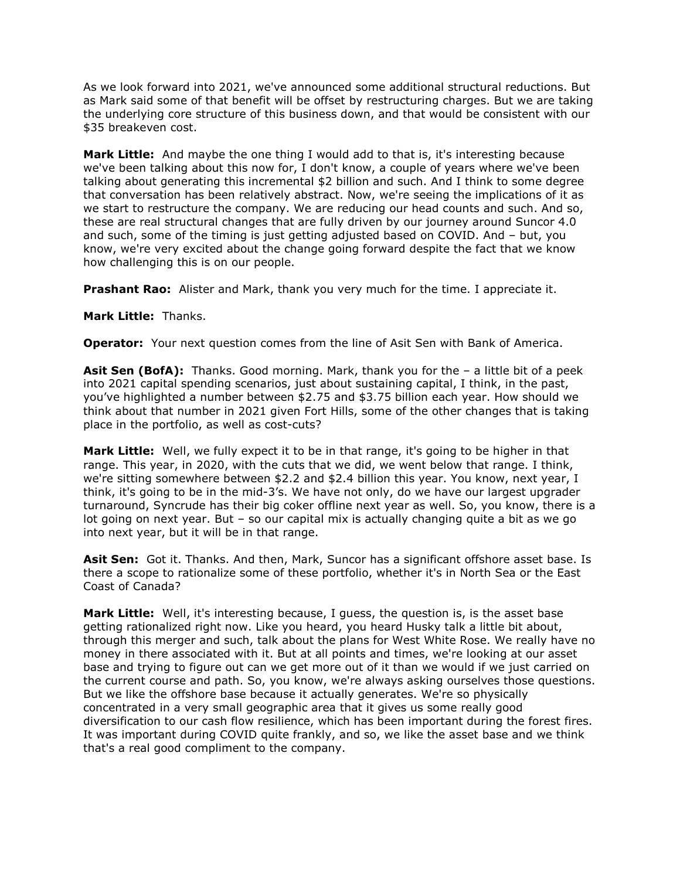As we look forward into 2021, we've announced some additional structural reductions. But as Mark said some of that benefit will be offset by restructuring charges. But we are taking the underlying core structure of this business down, and that would be consistent with our $35 breakeven cost.

**Mark Little:** And maybe the one thing I would add to that is, it's interesting because we've been talking about this now for, I don't know, a couple of years where we've been talking about generating this incremental $2 billion and such. And I think to some degree that conversation has been relatively abstract. Now, we're seeing the implications of it as we start to restructure the company. We are reducing our head counts and such. And so, these are real structural changes that are fully driven by our journey around Suncor 4.0 and such, some of the timing is just getting adjusted based on COVID. And – but, you know, we're very excited about the change going forward despite the fact that we know how challenging this is on our people.

**Prashant Rao:** Alister and Mark, thank you very much for the time. I appreciate it.

**Mark Little:** Thanks.

**Operator:** Your next question comes from the line of Asit Sen with Bank of America.

**Asit Sen (BofA):** Thanks. Good morning. Mark, thank you for the – a little bit of a peek into 2021 capital spending scenarios, just about sustaining capital, I think, in the past, you've highlighted a number between $2.75 and $3.75 billion each year. How should we think about that number in 2021 given Fort Hills, some of the other changes that is taking place in the portfolio, as well as cost-cuts?

**Mark Little:** Well, we fully expect it to be in that range, it's going to be higher in that range. This year, in 2020, with the cuts that we did, we went below that range. I think, we're sitting somewhere between $2.2 and $2.4 billion this year. You know, next year, I think, it's going to be in the mid-3's. We have not only, do we have our largest upgrader turnaround, Syncrude has their big coker offline next year as well. So, you know, there is a lot going on next year. But – so our capital mix is actually changing quite a bit as we go into next year, but it will be in that range.

**Asit Sen:** Got it. Thanks. And then, Mark, Suncor has a significant offshore asset base. Is there a scope to rationalize some of these portfolio, whether it's in North Sea or the East Coast of Canada?

**Mark Little:** Well, it's interesting because, I guess, the question is, is the asset base getting rationalized right now. Like you heard, you heard Husky talk a little bit about, through this merger and such, talk about the plans for West White Rose. We really have no money in there associated with it. But at all points and times, we're looking at our asset base and trying to figure out can we get more out of it than we would if we just carried on the current course and path. So, you know, we're always asking ourselves those questions. But we like the offshore base because it actually generates. We're so physically concentrated in a very small geographic area that it gives us some really good diversification to our cash flow resilience, which has been important during the forest fires. It was important during COVID quite frankly, and so, we like the asset base and we think that's a real good compliment to the company.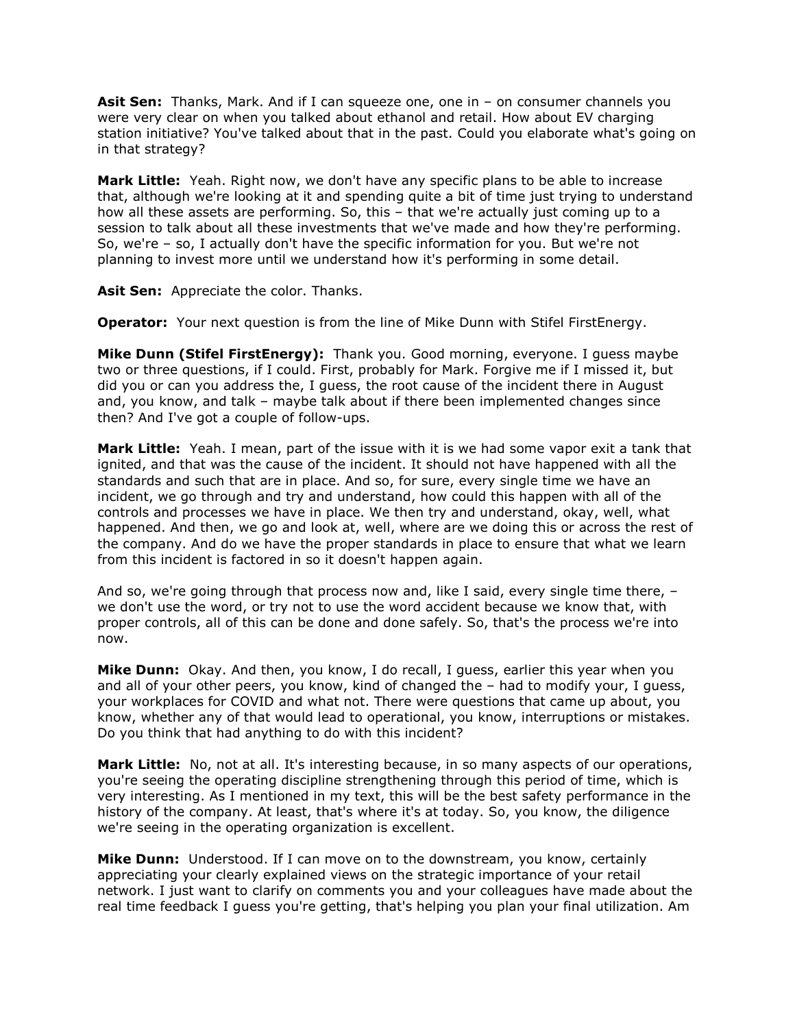**Asit Sen:** Thanks, Mark. And if I can squeeze one, one in – on consumer channels you were very clear on when you talked about ethanol and retail. How about EV charging station initiative? You've talked about that in the past. Could you elaborate what's going on in that strategy?

**Mark Little:** Yeah. Right now, we don't have any specific plans to be able to increase that, although we're looking at it and spending quite a bit of time just trying to understand how all these assets are performing. So, this – that we're actually just coming up to a session to talk about all these investments that we've made and how they're performing. So, we're – so, I actually don't have the specific information for you. But we're not planning to invest more until we understand how it's performing in some detail.

**Asit Sen:** Appreciate the color. Thanks.

**Operator:** Your next question is from the line of Mike Dunn with Stifel FirstEnergy.

**Mike Dunn (Stifel FirstEnergy):** Thank you. Good morning, everyone. I guess maybe two or three questions, if I could. First, probably for Mark. Forgive me if I missed it, but did you or can you address the, I guess, the root cause of the incident there in August and, you know, and talk – maybe talk about if there been implemented changes since then? And I've got a couple of follow-ups.

**Mark Little:** Yeah. I mean, part of the issue with it is we had some vapor exit a tank that ignited, and that was the cause of the incident. It should not have happened with all the standards and such that are in place. And so, for sure, every single time we have an incident, we go through and try and understand, how could this happen with all of the controls and processes we have in place. We then try and understand, okay, well, what happened. And then, we go and look at, well, where are we doing this or across the rest of the company. And do we have the proper standards in place to ensure that what we learn from this incident is factored in so it doesn't happen again.

And so, we're going through that process now and, like I said, every single time there, – we don't use the word, or try not to use the word accident because we know that, with proper controls, all of this can be done and done safely. So, that's the process we're into now.

**Mike Dunn:** Okay. And then, you know, I do recall, I guess, earlier this year when you and all of your other peers, you know, kind of changed the – had to modify your, I guess, your workplaces for COVID and what not. There were questions that came up about, you know, whether any of that would lead to operational, you know, interruptions or mistakes. Do you think that had anything to do with this incident?

**Mark Little:** No, not at all. It's interesting because, in so many aspects of our operations, you're seeing the operating discipline strengthening through this period of time, which is very interesting. As I mentioned in my text, this will be the best safety performance in the history of the company. At least, that's where it's at today. So, you know, the diligence we're seeing in the operating organization is excellent.

**Mike Dunn:** Understood. If I can move on to the downstream, you know, certainly appreciating your clearly explained views on the strategic importance of your retail network. I just want to clarify on comments you and your colleagues have made about the real time feedback I guess you're getting, that's helping you plan your final utilization. Am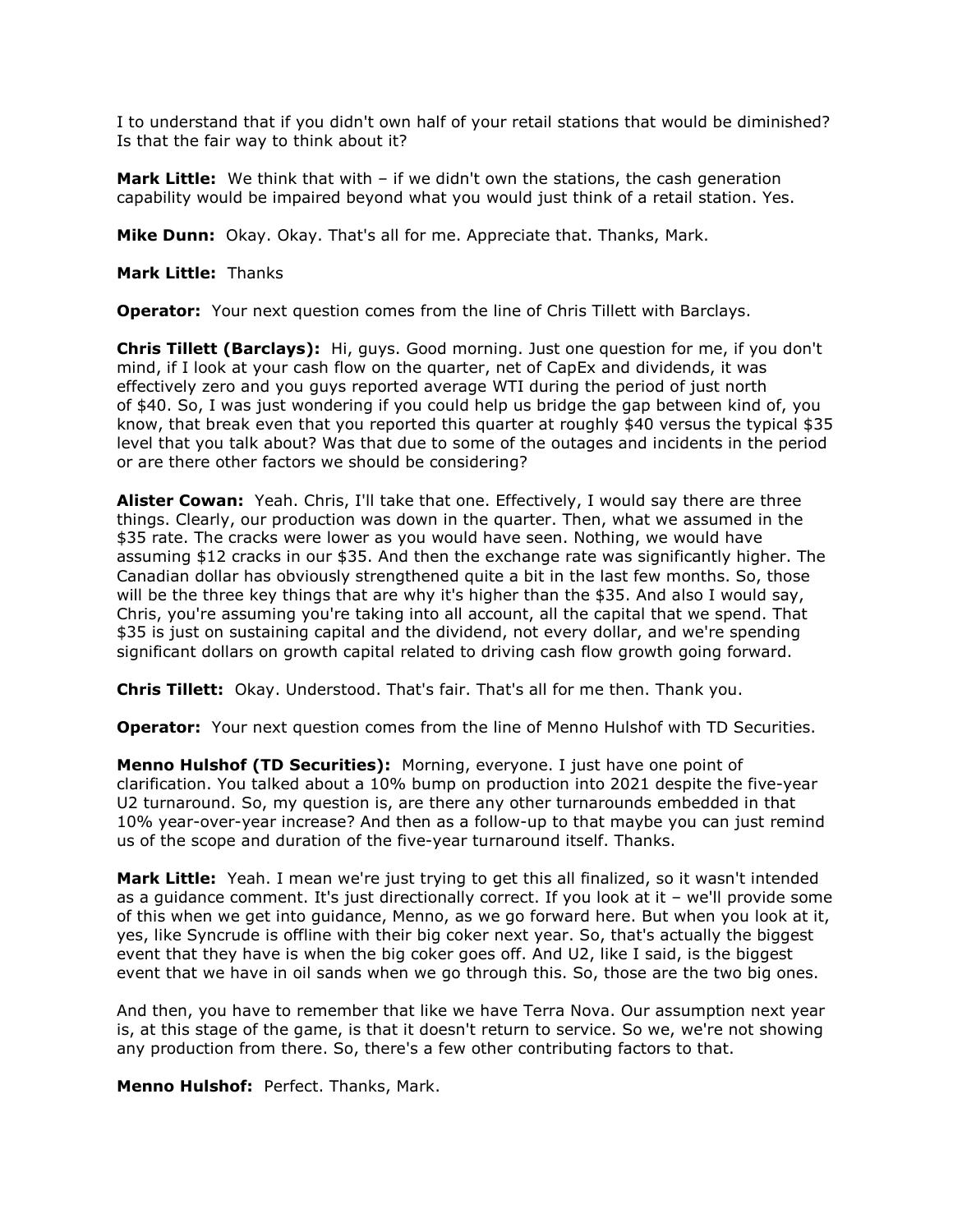I to understand that if you didn't own half of your retail stations that would be diminished? Is that the fair way to think about it?

**Mark Little:** We think that with – if we didn't own the stations, the cash generation capability would be impaired beyond what you would just think of a retail station. Yes.

**Mike Dunn:** Okay. Okay. That's all for me. Appreciate that. Thanks, Mark.

**Mark Little:** Thanks

**Operator:** Your next question comes from the line of Chris Tillett with Barclays.

**Chris Tillett (Barclays):** Hi, guys. Good morning. Just one question for me, if you don't mind, if I look at your cash flow on the quarter, net of CapEx and dividends, it was effectively zero and you guys reported average WTI during the period of just north of $40. So, I was just wondering if you could help us bridge the gap between kind of, you know, that break even that you reported this quarter at roughly $40 versus the typical $35 level that you talk about? Was that due to some of the outages and incidents in the period or are there other factors we should be considering?

**Alister Cowan:** Yeah. Chris, I'll take that one. Effectively, I would say there are three things. Clearly, our production was down in the quarter. Then, what we assumed in the $35 rate. The cracks were lower as you would have seen. Nothing, we would have assuming $12 cracks in our $35. And then the exchange rate was significantly higher. The Canadian dollar has obviously strengthened quite a bit in the last few months. So, those will be the three key things that are why it's higher than the $35. And also I would say, Chris, you're assuming you're taking into all account, all the capital that we spend. That $35 is just on sustaining capital and the dividend, not every dollar, and we're spending significant dollars on growth capital related to driving cash flow growth going forward.

**Chris Tillett:** Okay. Understood. That's fair. That's all for me then. Thank you.

**Operator:** Your next question comes from the line of Menno Hulshof with TD Securities.

**Menno Hulshof (TD Securities):** Morning, everyone. I just have one point of clarification. You talked about a 10% bump on production into 2021 despite the five-year U2 turnaround. So, my question is, are there any other turnarounds embedded in that 10% year-over-year increase? And then as a follow-up to that maybe you can just remind us of the scope and duration of the five-year turnaround itself. Thanks.

**Mark Little:** Yeah. I mean we're just trying to get this all finalized, so it wasn't intended as a guidance comment. It's just directionally correct. If you look at it – we'll provide some of this when we get into guidance, Menno, as we go forward here. But when you look at it, yes, like Syncrude is offline with their big coker next year. So, that's actually the biggest event that they have is when the big coker goes off. And U2, like I said, is the biggest event that we have in oil sands when we go through this. So, those are the two big ones.

And then, you have to remember that like we have Terra Nova. Our assumption next year is, at this stage of the game, is that it doesn't return to service. So we, we're not showing any production from there. So, there's a few other contributing factors to that.

**Menno Hulshof:** Perfect. Thanks, Mark.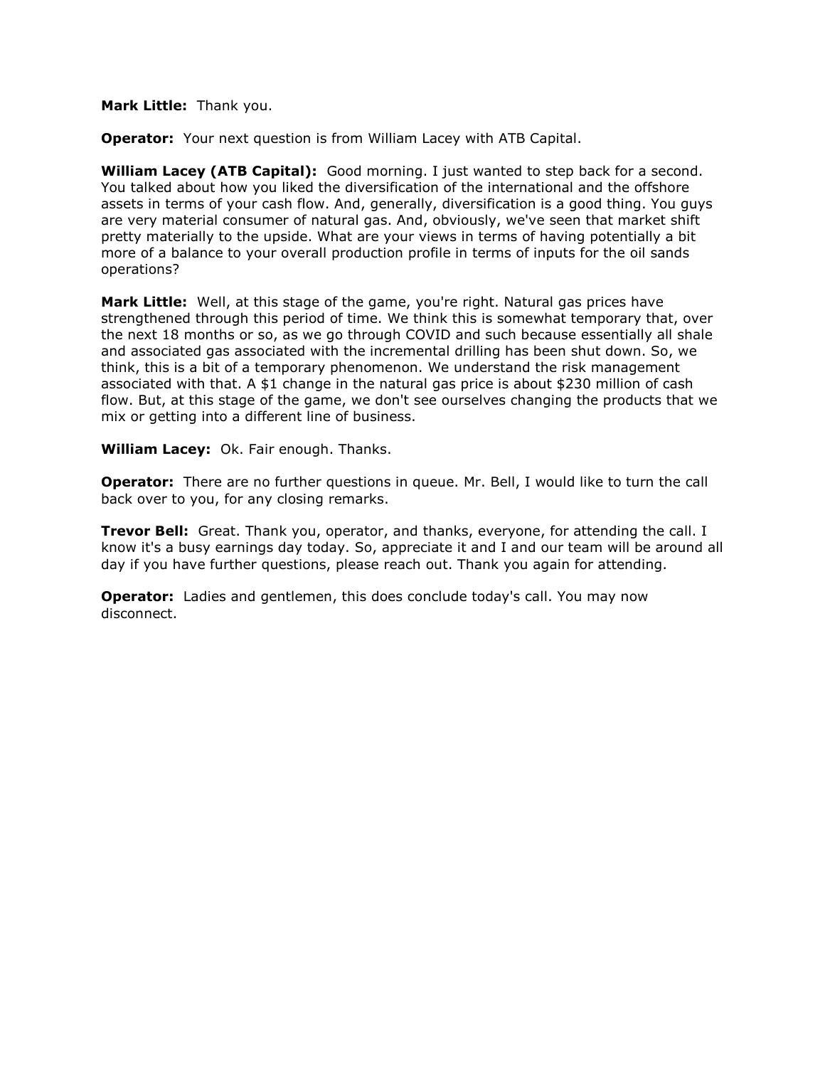**Mark Little:** Thank you.

**Operator:** Your next question is from William Lacey with ATB Capital.

**William Lacey (ATB Capital):** Good morning. I just wanted to step back for a second. You talked about how you liked the diversification of the international and the offshore assets in terms of your cash flow. And, generally, diversification is a good thing. You guys are very material consumer of natural gas. And, obviously, we've seen that market shift pretty materially to the upside. What are your views in terms of having potentially a bit more of a balance to your overall production profile in terms of inputs for the oil sands operations?

**Mark Little:** Well, at this stage of the game, you're right. Natural gas prices have strengthened through this period of time. We think this is somewhat temporary that, over the next 18 months or so, as we go through COVID and such because essentially all shale and associated gas associated with the incremental drilling has been shut down. So, we think, this is a bit of a temporary phenomenon. We understand the risk management associated with that. A $1 change in the natural gas price is about $230 million of cash flow. But, at this stage of the game, we don't see ourselves changing the products that we mix or getting into a different line of business.

**William Lacey:** Ok. Fair enough. Thanks.

**Operator:** There are no further questions in queue. Mr. Bell, I would like to turn the call back over to you, for any closing remarks.

**Trevor Bell:** Great. Thank you, operator, and thanks, everyone, for attending the call. I know it's a busy earnings day today. So, appreciate it and I and our team will be around all day if you have further questions, please reach out. Thank you again for attending.

**Operator:** Ladies and gentlemen, this does conclude today's call. You may now disconnect.